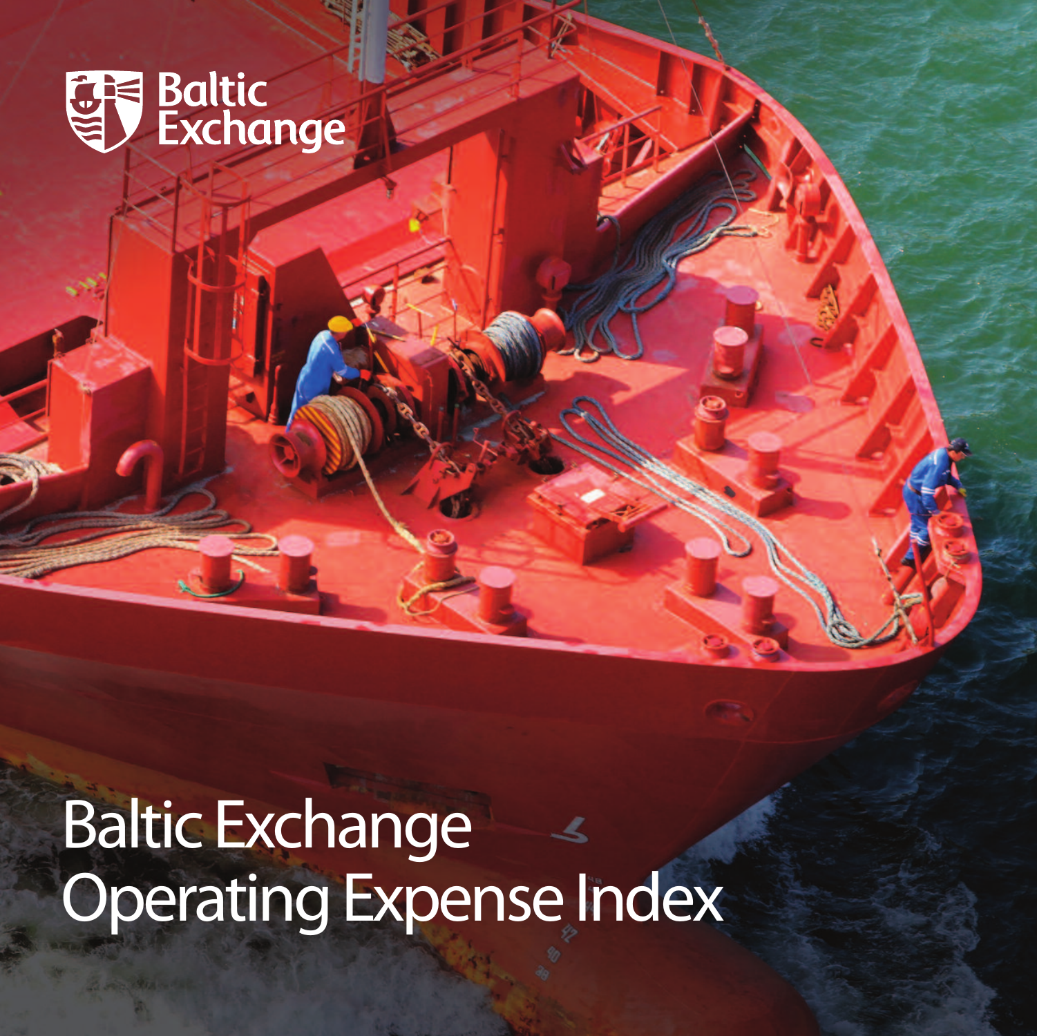Baltic Exchange

# Baltic Exchange Operating Expense Index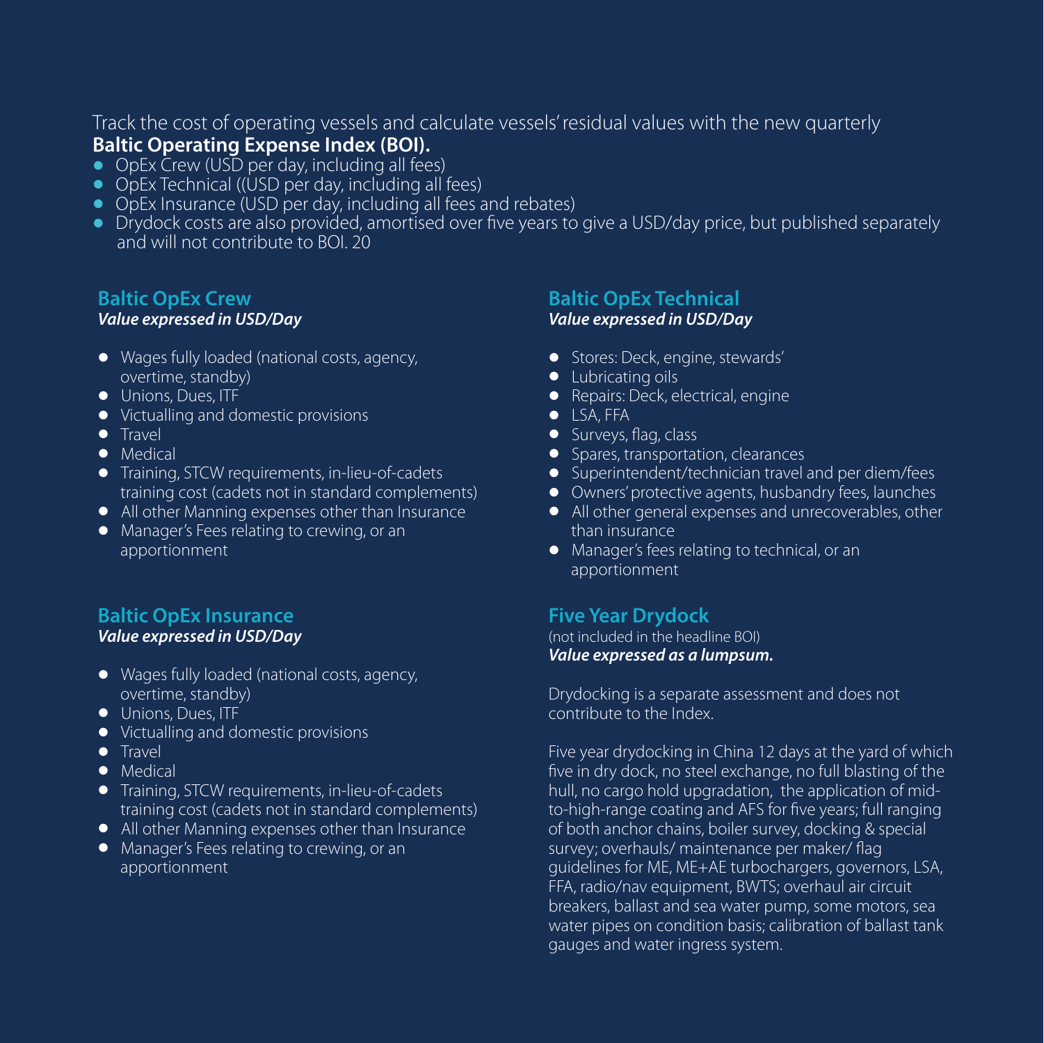Track the cost of operating vessels and calculate vessels' residual values with the new quarterly **Baltic Operating Expense Index (BOI).**

- OpEx Crew (USD per day, including all fees)
- OpEx Technical ((USD per day, including all fees)
- OpEx Insurance (USD per day, including all fees and rebates)
- Drydock costs are also provided, amortised over five years to give a USD/day price, but published separately and will not contribute to BOI. 20

## Baltic OpEx Crew

***Value expressed in USD/Day***

- Wages fully loaded (national costs, agency, overtime, standby)
- Unions, Dues, ITF
- Victualling and domestic provisions
- Travel
- Medical
- Training, STCW requirements, in-lieu-of-cadets training cost (cadets not in standard complements)
- All other Manning expenses other than Insurance
- Manager's Fees relating to crewing, or an apportionment

## Baltic OpEx Insurance

***Value expressed in USD/Day***

- Wages fully loaded (national costs, agency, overtime, standby)
- Unions, Dues, ITF
- Victualling and domestic provisions
- Travel
- Medical
- Training, STCW requirements, in-lieu-of-cadets training cost (cadets not in standard complements)
- All other Manning expenses other than Insurance
- Manager's Fees relating to crewing, or an apportionment

## Baltic OpEx Technical

***Value expressed in USD/Day***

- Stores: Deck, engine, stewards'
- Lubricating oils
- Repairs: Deck, electrical, engine
- LSA, FFA
- Surveys, flag, class
- Spares, transportation, clearances
- Superintendent/technician travel and per diem/fees
- Owners' protective agents, husbandry fees, launches
- All other general expenses and unrecoverables, other than insurance
- Manager's fees relating to technical, or an apportionment

## Five Year Drydock

(not included in the headline BOI)

***Value expressed as a lumpsum.***

Drydocking is a separate assessment and does not contribute to the Index.

Five year drydocking in China 12 days at the yard of which five in dry dock, no steel exchange, no full blasting of the hull, no cargo hold upgradation, the application of mid-to-high-range coating and AFS for five years; full ranging of both anchor chains, boiler survey, docking & special survey; overhauls/ maintenance per maker/ flag guidelines for ME, ME+AE turbochargers, governors, LSA, FFA, radio/nav equipment, BWTS; overhaul air circuit breakers, ballast and sea water pump, some motors, sea water pipes on condition basis; calibration of ballast tank gauges and water ingress system.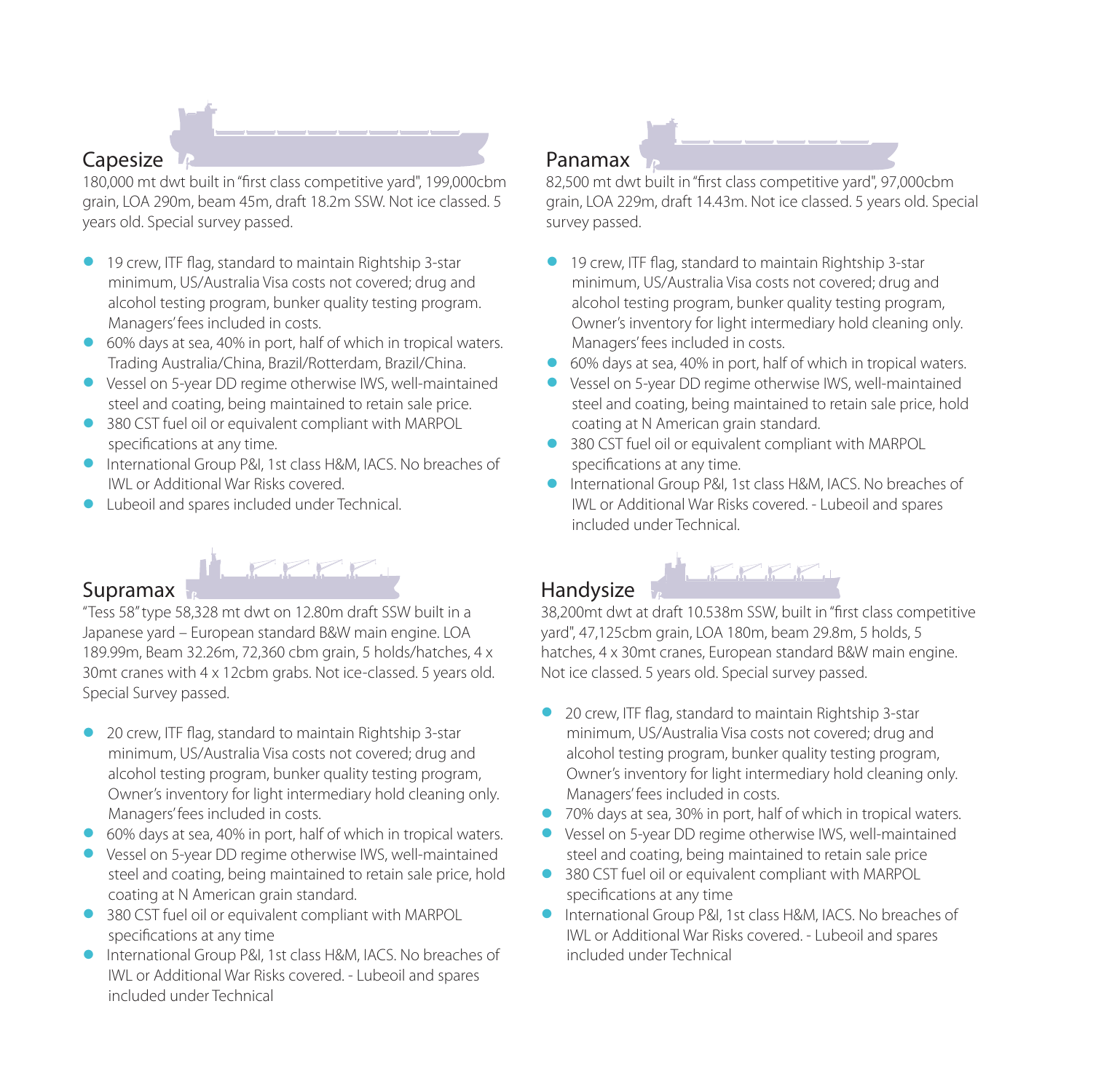## Capesize

180,000 mt dwt built in "first class competitive yard", 199,000cbm grain, LOA 290m, beam 45m, draft 18.2m SSW. Not ice classed. 5 years old. Special survey passed.

- 19 crew, ITF flag, standard to maintain Rightship 3-star minimum, US/Australia Visa costs not covered; drug and alcohol testing program, bunker quality testing program. Managers' fees included in costs.
- 60% days at sea, 40% in port, half of which in tropical waters. Trading Australia/China, Brazil/Rotterdam, Brazil/China.
- Vessel on 5-year DD regime otherwise IWS, well-maintained steel and coating, being maintained to retain sale price.
- 380 CST fuel oil or equivalent compliant with MARPOL specifications at any time.
- International Group P&I, 1st class H&M, IACS. No breaches of IWL or Additional War Risks covered.
- Lubeoil and spares included under Technical.

## Supramax

"Tess 58" type 58,328 mt dwt on 12.80m draft SSW built in a Japanese yard – European standard B&W main engine. LOA 189.99m, Beam 32.26m, 72,360 cbm grain, 5 holds/hatches, 4 x 30mt cranes with 4 x 12cbm grabs. Not ice-classed. 5 years old. Special Survey passed.

- 20 crew, ITF flag, standard to maintain Rightship 3-star minimum, US/Australia Visa costs not covered; drug and alcohol testing program, bunker quality testing program, Owner's inventory for light intermediary hold cleaning only. Managers' fees included in costs.
- 60% days at sea, 40% in port, half of which in tropical waters.
- Vessel on 5-year DD regime otherwise IWS, well-maintained steel and coating, being maintained to retain sale price, hold coating at N American grain standard.
- 380 CST fuel oil or equivalent compliant with MARPOL specifications at any time
- International Group P&I, 1st class H&M, IACS. No breaches of IWL or Additional War Risks covered. - Lubeoil and spares included under Technical

## Panamax

82,500 mt dwt built in "first class competitive yard", 97,000cbm grain, LOA 229m, draft 14.43m. Not ice classed. 5 years old. Special survey passed.

- 19 crew, ITF flag, standard to maintain Rightship 3-star minimum, US/Australia Visa costs not covered; drug and alcohol testing program, bunker quality testing program, Owner's inventory for light intermediary hold cleaning only. Managers' fees included in costs.
- 60% days at sea, 40% in port, half of which in tropical waters.
- Vessel on 5-year DD regime otherwise IWS, well-maintained steel and coating, being maintained to retain sale price, hold coating at N American grain standard.
- 380 CST fuel oil or equivalent compliant with MARPOL specifications at any time.
- International Group P&I, 1st class H&M, IACS. No breaches of IWL or Additional War Risks covered. - Lubeoil and spares included under Technical.

## Handysize

38,200mt dwt at draft 10.538m SSW, built in "first class competitive yard", 47,125cbm grain, LOA 180m, beam 29.8m, 5 holds, 5 hatches, 4 x 30mt cranes, European standard B&W main engine. Not ice classed. 5 years old. Special survey passed.

- 20 crew, ITF flag, standard to maintain Rightship 3-star minimum, US/Australia Visa costs not covered; drug and alcohol testing program, bunker quality testing program, Owner's inventory for light intermediary hold cleaning only. Managers' fees included in costs.
- 70% days at sea, 30% in port, half of which in tropical waters.
- Vessel on 5-year DD regime otherwise IWS, well-maintained steel and coating, being maintained to retain sale price
- 380 CST fuel oil or equivalent compliant with MARPOL specifications at any time
- International Group P&I, 1st class H&M, IACS. No breaches of IWL or Additional War Risks covered. - Lubeoil and spares included under Technical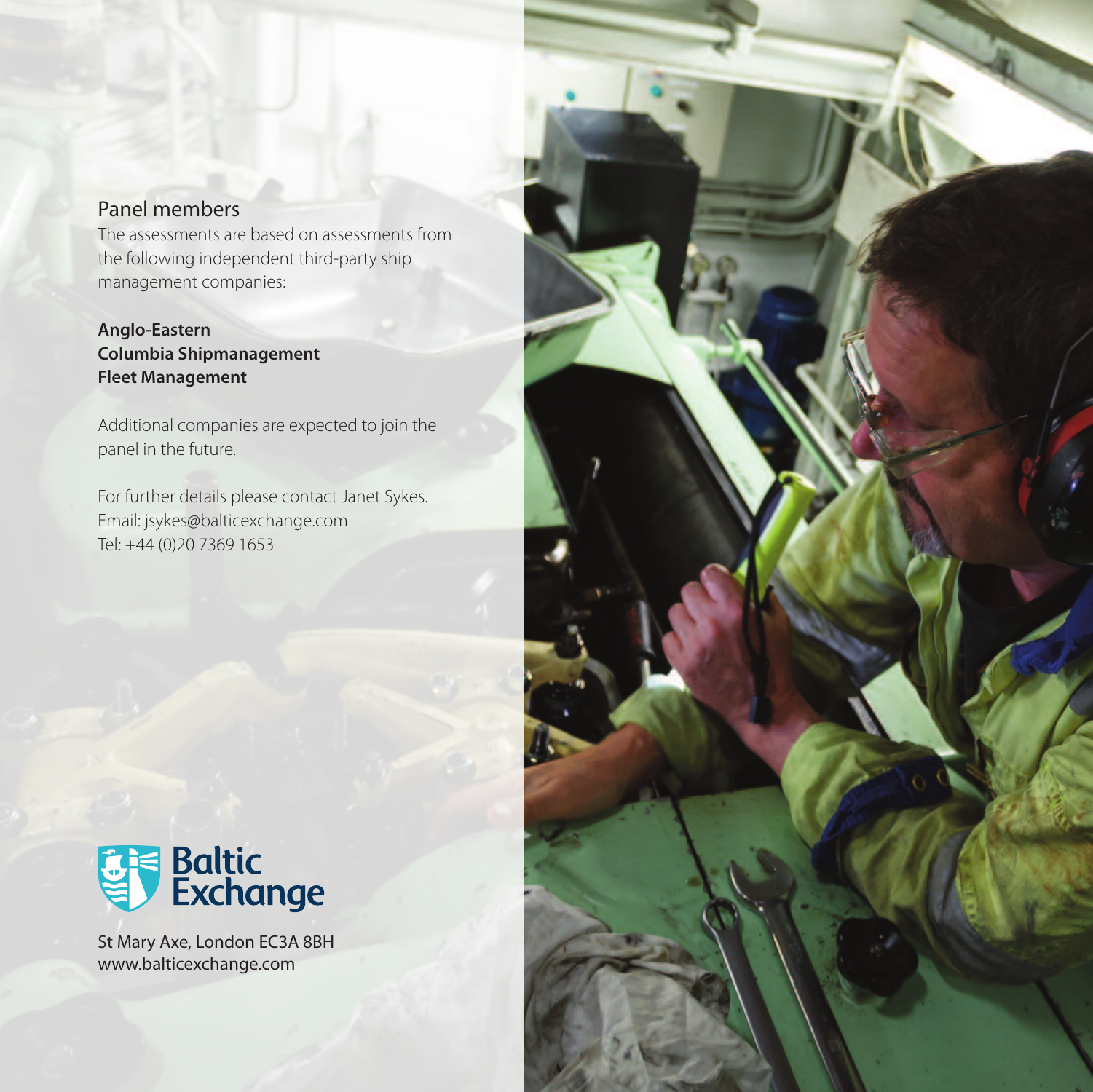## Panel members

The assessments are based on assessments from the following independent third-party ship management companies:

**Anglo-Eastern**
**Columbia Shipmanagement**
**Fleet Management**

Additional companies are expected to join the panel in the future.

For further details please contact Janet Sykes.
Email: jsykes@balticexchange.com
Tel: +44 (0)20 7369 1653

Baltic Exchange

St Mary Axe, London EC3A 8BH
www.balticexchange.com